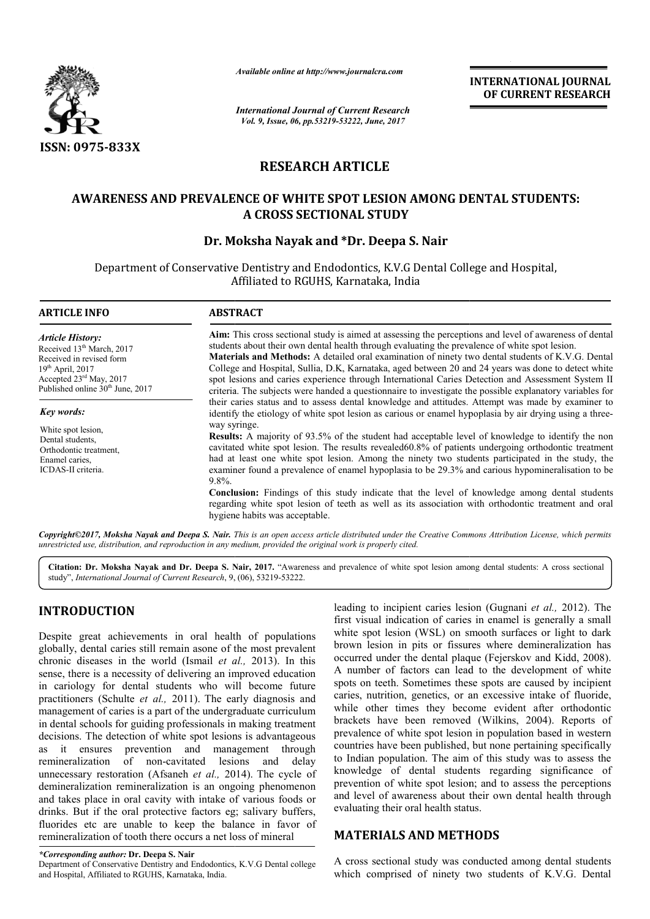ISSN: 0975-833X

*Available online at http://www.journalcra.com*

*International Journal of Current Research*
*Vol. 9, Issue, 06, pp.53219-53222, June, 2017*

**INTERNATIONAL JOURNAL OF CURRENT RESEARCH**

## RESEARCH ARTICLE

# AWARENESS AND PREVALENCE OF WHITE SPOT LESION AMONG DENTAL STUDENTS: A CROSS SECTIONAL STUDY

**Dr. Moksha Nayak and \*Dr. Deepa S. Nair**

Department of Conservative Dentistry and Endodontics, K.V.G Dental College and Hospital, Affiliated to RGUHS, Karnataka, India

### ARTICLE INFO

*Article History:*
Received 13th March, 2017
Received in revised form
19th April, 2017
Accepted 23rd May, 2017
Published online 30th June, 2017

*Key words:*

White spot lesion,
Dental students,
Orthodontic treatment,
Enamel caries,
ICDAS-II criteria.

### ABSTRACT

**Aim:** This cross sectional study is aimed at assessing the perceptions and level of awareness of dental students about their own dental health through evaluating the prevalence of white spot lesion.

**Materials and Methods:** A detailed oral examination of ninety two dental students of K.V.G. Dental College and Hospital, Sullia, D.K, Karnataka, aged between 20 and 24 years was done to detect white spot lesions and caries experience through International Caries Detection and Assessment System II criteria. The subjects were handed a questionnaire to investigate the possible explanatory variables for their caries status and to assess dental knowledge and attitudes. Attempt was made by examiner to identify the etiology of white spot lesion as carious or enamel hypoplasia by air drying using a three-way syringe.

**Results:** A majority of 93.5% of the student had acceptable level of knowledge to identify the non cavitated white spot lesion. The results revealed60.8% of patients undergoing orthodontic treatment had at least one white spot lesion. Among the ninety two students participated in the study, the examiner found a prevalence of enamel hypoplasia to be 29.3% and carious hypomineralisation to be 9.8%.

**Conclusion:** Findings of this study indicate that the level of knowledge among dental students regarding white spot lesion of teeth as well as its association with orthodontic treatment and oral hygiene habits was acceptable.

*Copyright©2017, Moksha Nayak and Deepa S. Nair. This is an open access article distributed under the Creative Commons Attribution License, which permits unrestricted use, distribution, and reproduction in any medium, provided the original work is properly cited.*

**Citation: Dr. Moksha Nayak and Dr. Deepa S. Nair, 2017.** "Awareness and prevalence of white spot lesion among dental students: A cross sectional study", *International Journal of Current Research*, 9, (06), 53219-53222.

## INTRODUCTION

Despite great achievements in oral health of populations globally, dental caries still remain asone of the most prevalent chronic diseases in the world (Ismail *et al.,* 2013). In this sense, there is a necessity of delivering an improved education in cariology for dental students who will become future practitioners (Schulte *et al.,* 2011). The early diagnosis and management of caries is a part of the undergraduate curriculum in dental schools for guiding professionals in making treatment decisions. The detection of white spot lesions is advantageous as it ensures prevention and management through remineralization of non-cavitated lesions and delay unnecessary restoration (Afsaneh *et al.,* 2014). The cycle of demineralization remineralization is an ongoing phenomenon and takes place in oral cavity with intake of various foods or drinks. But if the oral protective factors eg; salivary buffers, fluorides etc are unable to keep the balance in favor of remineralization of tooth there occurs a net loss of mineral leading to incipient caries lesion (Gugnani *et al.,* 2012). The first visual indication of caries in enamel is generally a small white spot lesion (WSL) on smooth surfaces or light to dark brown lesion in pits or fissures where demineralization has occurred under the dental plaque (Fejerskov and Kidd, 2008). A number of factors can lead to the development of white spots on teeth. Sometimes these spots are caused by incipient caries, nutrition, genetics, or an excessive intake of fluoride, while other times they become evident after orthodontic brackets have been removed (Wilkins, 2004). Reports of prevalence of white spot lesion in population based in western countries have been published, but none pertaining specifically to Indian population. The aim of this study was to assess the knowledge of dental students regarding significance of prevention of white spot lesion; and to assess the perceptions and level of awareness about their own dental health through evaluating their oral health status.

## MATERIALS AND METHODS

A cross sectional study was conducted among dental students which comprised of ninety two students of K.V.G. Dental

---

*\*Corresponding author:* **Dr. Deepa S. Nair**
Department of Conservative Dentistry and Endodontics, K.V.G Dental college and Hospital, Affiliated to RGUHS, Karnataka, India.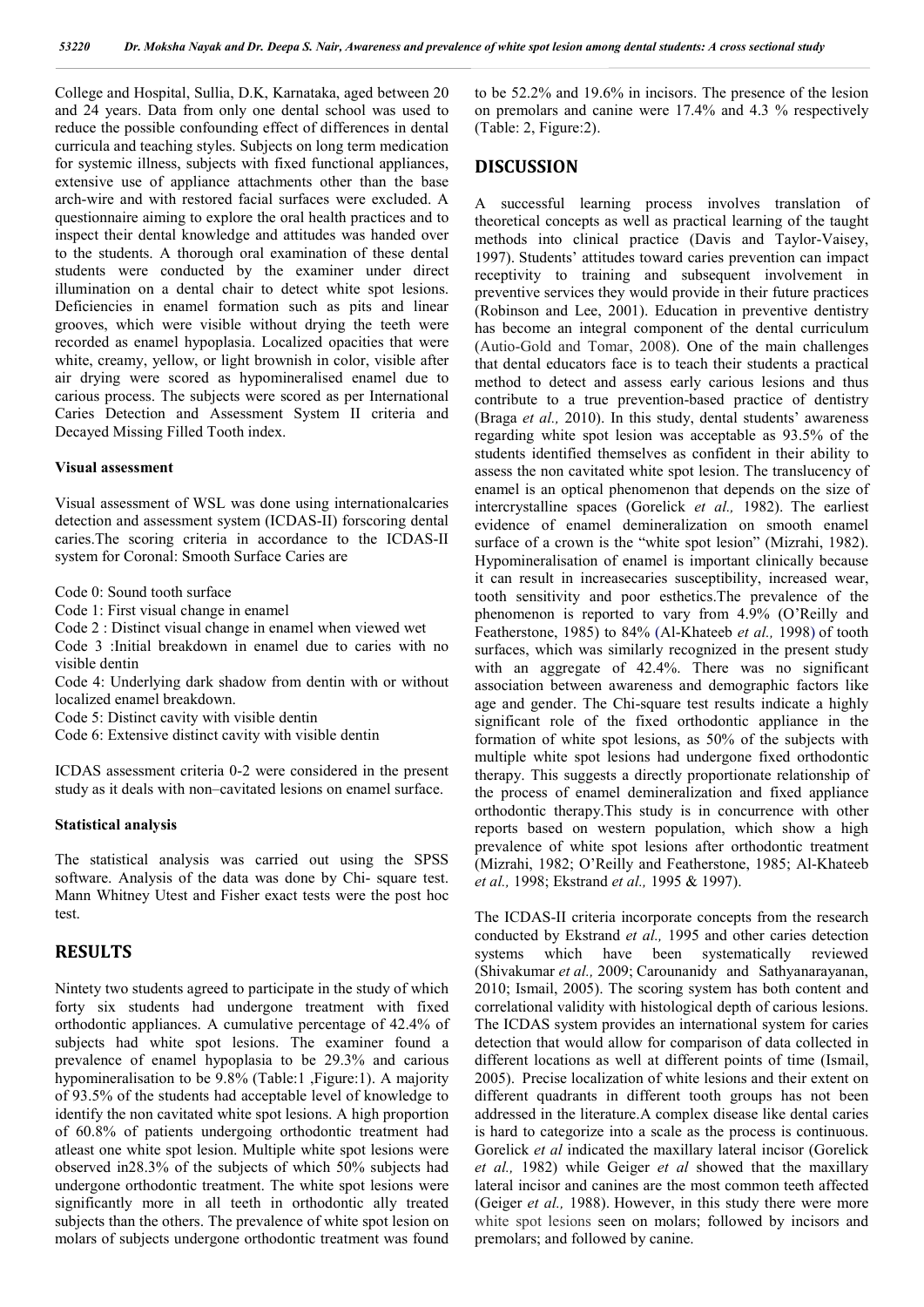College and Hospital, Sullia, D.K, Karnataka, aged between 20 and 24 years. Data from only one dental school was used to reduce the possible confounding effect of differences in dental curricula and teaching styles. Subjects on long term medication for systemic illness, subjects with fixed functional appliances, extensive use of appliance attachments other than the base arch-wire and with restored facial surfaces were excluded. A questionnaire aiming to explore the oral health practices and to inspect their dental knowledge and attitudes was handed over to the students. A thorough oral examination of these dental students were conducted by the examiner under direct illumination on a dental chair to detect white spot lesions. Deficiencies in enamel formation such as pits and linear grooves, which were visible without drying the teeth were recorded as enamel hypoplasia. Localized opacities that were white, creamy, yellow, or light brownish in color, visible after air drying were scored as hypomineralised enamel due to carious process. The subjects were scored as per International Caries Detection and Assessment System II criteria and Decayed Missing Filled Tooth index.

### Visual assessment

Visual assessment of WSL was done using internationalcaries detection and assessment system (ICDAS-II) forscoring dental caries.The scoring criteria in accordance to the ICDAS-II system for Coronal: Smooth Surface Caries are

Code 0: Sound tooth surface

Code 1: First visual change in enamel

Code 2 : Distinct visual change in enamel when viewed wet

Code 3 :Initial breakdown in enamel due to caries with no visible dentin

Code 4: Underlying dark shadow from dentin with or without localized enamel breakdown.

Code 5: Distinct cavity with visible dentin

Code 6: Extensive distinct cavity with visible dentin

ICDAS assessment criteria 0-2 were considered in the present study as it deals with non–cavitated lesions on enamel surface.

### Statistical analysis

The statistical analysis was carried out using the SPSS software. Analysis of the data was done by Chi- square test. Mann Whitney Utest and Fisher exact tests were the post hoc test.

## RESULTS

Nintety two students agreed to participate in the study of which forty six students had undergone treatment with fixed orthodontic appliances. A cumulative percentage of 42.4% of subjects had white spot lesions. The examiner found a prevalence of enamel hypoplasia to be 29.3% and carious hypomineralisation to be 9.8% (Table:1 ,Figure:1). A majority of 93.5% of the students had acceptable level of knowledge to identify the non cavitated white spot lesions. A high proportion of 60.8% of patients undergoing orthodontic treatment had atleast one white spot lesion. Multiple white spot lesions were observed in28.3% of the subjects of which 50% subjects had undergone orthodontic treatment. The white spot lesions were significantly more in all teeth in orthodontic ally treated subjects than the others. The prevalence of white spot lesion on molars of subjects undergone orthodontic treatment was found to be 52.2% and 19.6% in incisors. The presence of the lesion on premolars and canine were 17.4% and 4.3 % respectively (Table: 2, Figure:2).

## DISCUSSION

A successful learning process involves translation of theoretical concepts as well as practical learning of the taught methods into clinical practice (Davis and Taylor-Vaisey, 1997). Students' attitudes toward caries prevention can impact receptivity to training and subsequent involvement in preventive services they would provide in their future practices (Robinson and Lee, 2001). Education in preventive dentistry has become an integral component of the dental curriculum (Autio-Gold and Tomar, 2008). One of the main challenges that dental educators face is to teach their students a practical method to detect and assess early carious lesions and thus contribute to a true prevention-based practice of dentistry (Braga *et al.,* 2010). In this study, dental students' awareness regarding white spot lesion was acceptable as 93.5% of the students identified themselves as confident in their ability to assess the non cavitated white spot lesion. The translucency of enamel is an optical phenomenon that depends on the size of intercrystalline spaces (Gorelick *et al.,* 1982). The earliest evidence of enamel demineralization on smooth enamel surface of a crown is the "white spot lesion" (Mizrahi, 1982). Hypomineralisation of enamel is important clinically because it can result in increasecaries susceptibility, increased wear, tooth sensitivity and poor esthetics.The prevalence of the phenomenon is reported to vary from 4.9% (O'Reilly and Featherstone, 1985) to 84% (Al-Khateeb *et al.,* 1998) of tooth surfaces, which was similarly recognized in the present study with an aggregate of 42.4%. There was no significant association between awareness and demographic factors like age and gender. The Chi-square test results indicate a highly significant role of the fixed orthodontic appliance in the formation of white spot lesions, as 50% of the subjects with multiple white spot lesions had undergone fixed orthodontic therapy. This suggests a directly proportionate relationship of the process of enamel demineralization and fixed appliance orthodontic therapy.This study is in concurrence with other reports based on western population, which show a high prevalence of white spot lesions after orthodontic treatment (Mizrahi, 1982; O'Reilly and Featherstone, 1985; Al-Khateeb *et al.,* 1998; Ekstrand *et al.,* 1995 & 1997).

The ICDAS-II criteria incorporate concepts from the research conducted by Ekstrand *et al.,* 1995 and other caries detection systems which have been systematically reviewed (Shivakumar *et al.,* 2009; Carounanidy and Sathyanarayanan, 2010; Ismail, 2005). The scoring system has both content and correlational validity with histological depth of carious lesions. The ICDAS system provides an international system for caries detection that would allow for comparison of data collected in different locations as well at different points of time (Ismail, 2005). Precise localization of white lesions and their extent on different quadrants in different tooth groups has not been addressed in the literature.A complex disease like dental caries is hard to categorize into a scale as the process is continuous. Gorelick *et al* indicated the maxillary lateral incisor (Gorelick *et al.,* 1982) while Geiger *et al* showed that the maxillary lateral incisor and canines are the most common teeth affected (Geiger *et al.,* 1988). However, in this study there were more white spot lesions seen on molars; followed by incisors and premolars; and followed by canine.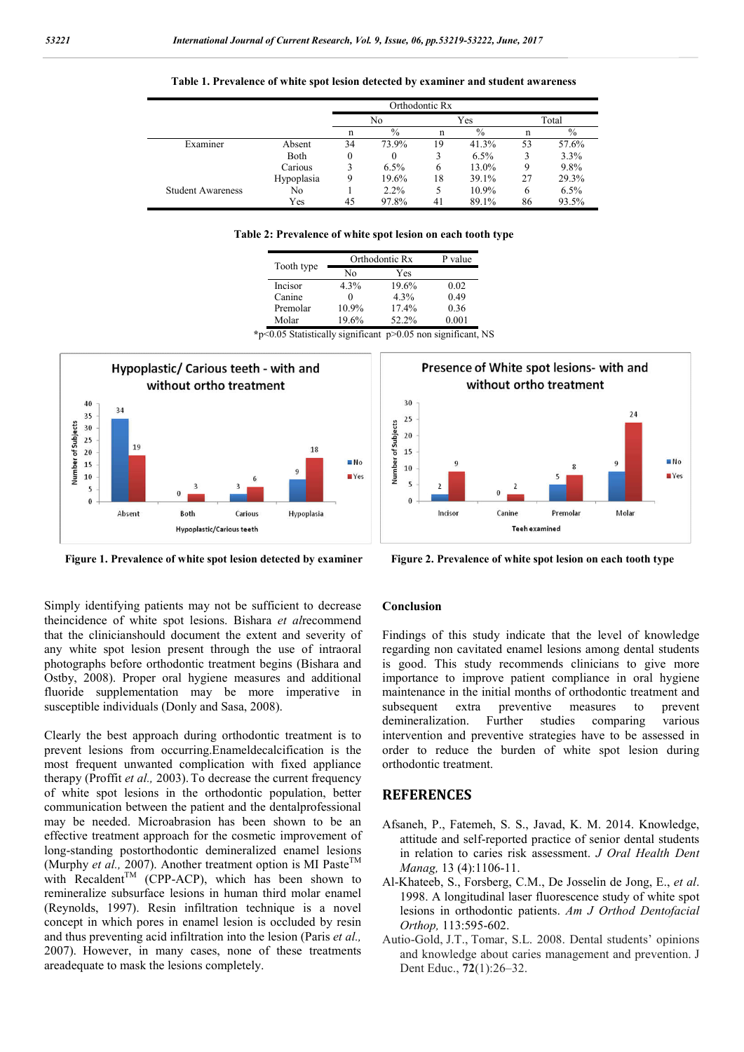**Table 1. Prevalence of white spot lesion detected by examiner and student awareness**

| | | Orthodontic Rx | | | | | |
|---|---|---|---|---|---|---|---|
| | | No | | Yes | | Total | |
| | | n | % | n | % | n | % |
| Examiner | Absent | 34 | 73.9% | 19 | 41.3% | 53 | 57.6% |
| | Both | 0 | 0 | 3 | 6.5% | 3 | 3.3% |
| | Carious | 3 | 6.5% | 6 | 13.0% | 9 | 9.8% |
| | Hypoplasia | 9 | 19.6% | 18 | 39.1% | 27 | 29.3% |
| Student Awareness | No | 1 | 2.2% | 5 | 10.9% | 6 | 6.5% |
| | Yes | 45 | 97.8% | 41 | 89.1% | 86 | 93.5% |

**Table 2: Prevalence of white spot lesion on each tooth type**

| Tooth type | Orthodontic Rx | | P value |
|---|---|---|---|
| | No | Yes | |
| Incisor | 4.3% | 19.6% | 0.02 |
| Canine | 0 | 4.3% | 0.49 |
| Premolar | 10.9% | 17.4% | 0.36 |
| Molar | 19.6% | 52.2% | 0.001 |

*p<0.05 Statistically significant p>0.05 non significant, NS

**Figure 1. Prevalence of white spot lesion detected by examiner**

**Figure 2. Prevalence of white spot lesion on each tooth type**

Simply identifying patients may not be sufficient to decrease theincidence of white spot lesions. Bishara *et al*recommend that the clinicianshould document the extent and severity of any white spot lesion present through the use of intraoral photographs before orthodontic treatment begins (Bishara and Ostby, 2008). Proper oral hygiene measures and additional fluoride supplementation may be more imperative in susceptible individuals (Donly and Sasa, 2008).

Clearly the best approach during orthodontic treatment is to prevent lesions from occurring.Enameldecalcification is the most frequent unwanted complication with fixed appliance therapy (Proffit *et al.,* 2003). To decrease the current frequency of white spot lesions in the orthodontic population, better communication between the patient and the dentalprofessional may be needed. Microabrasion has been shown to be an effective treatment approach for the cosmetic improvement of long-standing postorthodontic demineralized enamel lesions (Murphy *et al.,* 2007). Another treatment option is MI Paste™ with Recaldent™ (CPP-ACP), which has been shown to remineralize subsurface lesions in human third molar enamel (Reynolds, 1997). Resin infiltration technique is a novel concept in which pores in enamel lesion is occluded by resin and thus preventing acid infiltration into the lesion (Paris *et al.,* 2007). However, in many cases, none of these treatments areadequate to mask the lesions completely.

## Conclusion

Findings of this study indicate that the level of knowledge regarding non cavitated enamel lesions among dental students is good. This study recommends clinicians to give more importance to improve patient compliance in oral hygiene maintenance in the initial months of orthodontic treatment and subsequent extra preventive measures to prevent demineralization. Further studies comparing various intervention and preventive strategies have to be assessed in order to reduce the burden of white spot lesion during orthodontic treatment.

## REFERENCES

Afsaneh, P., Fatemeh, S. S., Javad, K. M. 2014. Knowledge, attitude and self-reported practice of senior dental students in relation to caries risk assessment. *J Oral Health Dent Manag,* 13 (4):1106-11.

Al-Khateeb, S., Forsberg, C.M., De Josselin de Jong, E., *et al*. 1998. A longitudinal laser fluorescence study of white spot lesions in orthodontic patients. *Am J Orthod Dentofacial Orthop,* 113:595-602.

Autio-Gold, J.T., Tomar, S.L. 2008. Dental students' opinions and knowledge about caries management and prevention. J Dent Educ., **72**(1):26–32.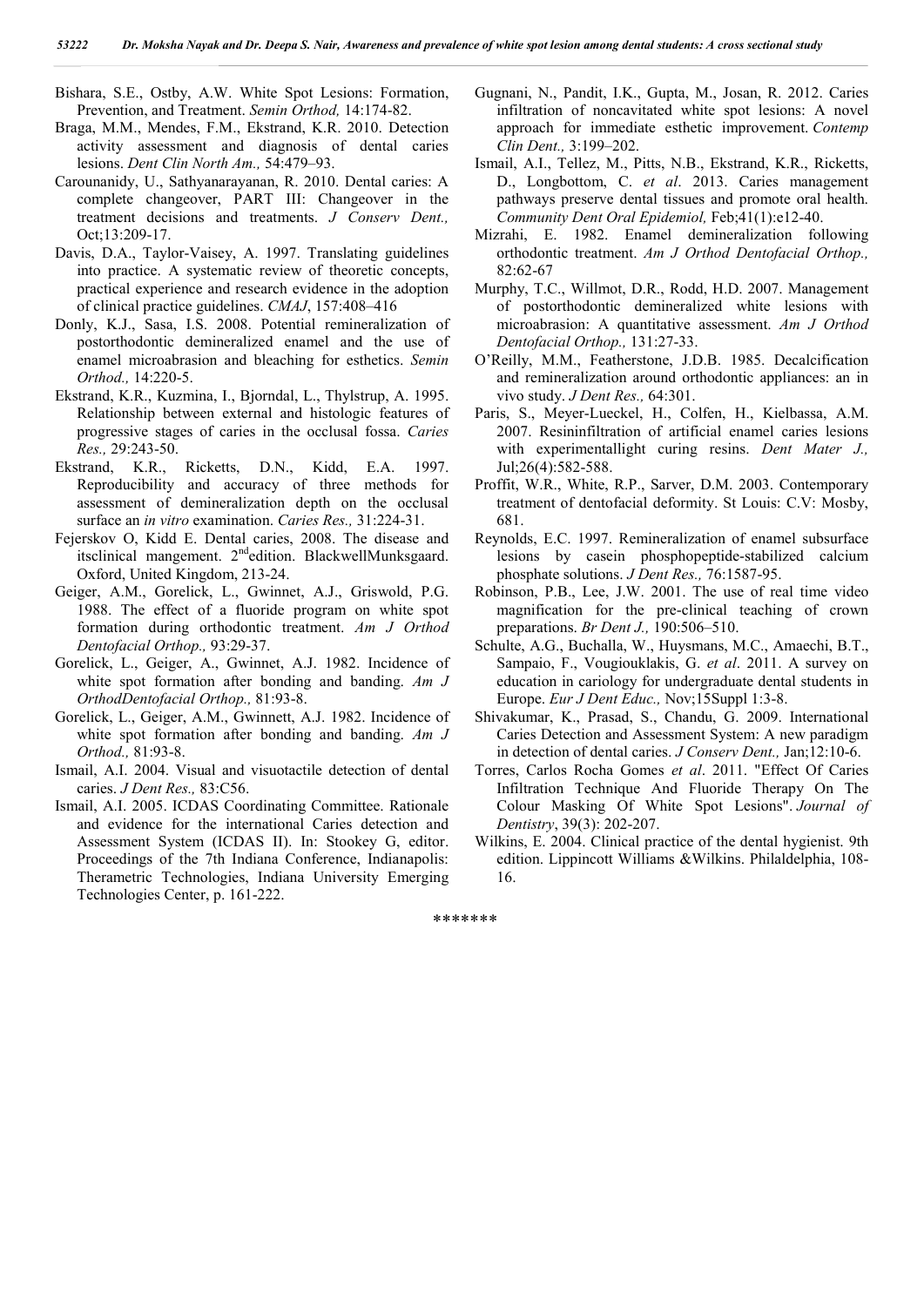Bishara, S.E., Ostby, A.W. White Spot Lesions: Formation, Prevention, and Treatment. *Semin Orthod,* 14:174-82.

Braga, M.M., Mendes, F.M., Ekstrand, K.R. 2010. Detection activity assessment and diagnosis of dental caries lesions. *Dent Clin North Am.,* 54:479–93.

Carounanidy, U., Sathyanarayanan, R. 2010. Dental caries: A complete changeover, PART III: Changeover in the treatment decisions and treatments. *J Conserv Dent.,* Oct;13:209-17.

Davis, D.A., Taylor-Vaisey, A. 1997. Translating guidelines into practice. A systematic review of theoretic concepts, practical experience and research evidence in the adoption of clinical practice guidelines. *CMAJ*, 157:408–416

Donly, K.J., Sasa, I.S. 2008. Potential remineralization of postorthodontic demineralized enamel and the use of enamel microabrasion and bleaching for esthetics. *Semin Orthod.,* 14:220-5.

Ekstrand, K.R., Kuzmina, I., Bjorndal, L., Thylstrup, A. 1995. Relationship between external and histologic features of progressive stages of caries in the occlusal fossa. *Caries Res.,* 29:243-50.

Ekstrand, K.R., Ricketts, D.N., Kidd, E.A. 1997. Reproducibility and accuracy of three methods for assessment of demineralization depth on the occlusal surface an *in vitro* examination. *Caries Res.,* 31:224-31.

Fejerskov O, Kidd E. Dental caries, 2008. The disease and itsclinical mangement. 2[nd]edition. BlackwellMunksgaard. Oxford, United Kingdom, 213-24.

Geiger, A.M., Gorelick, L., Gwinnet, A.J., Griswold, P.G. 1988. The effect of a fluoride program on white spot formation during orthodontic treatment. *Am J Orthod Dentofacial Orthop.,* 93:29-37.

Gorelick, L., Geiger, A., Gwinnet, A.J. 1982. Incidence of white spot formation after bonding and banding. *Am J OrthodDentofacial Orthop.,* 81:93-8.

Gorelick, L., Geiger, A.M., Gwinnett, A.J. 1982. Incidence of white spot formation after bonding and banding. *Am J Orthod.,* 81:93-8.

Ismail, A.I. 2004. Visual and visuotactile detection of dental caries. *J Dent Res.,* 83:C56.

Ismail, A.I. 2005. ICDAS Coordinating Committee. Rationale and evidence for the international Caries detection and Assessment System (ICDAS II). In: Stookey G, editor. Proceedings of the 7th Indiana Conference, Indianapolis: Therametric Technologies, Indiana University Emerging Technologies Center, p. 161-222.

Gugnani, N., Pandit, I.K., Gupta, M., Josan, R. 2012. Caries infiltration of noncavitated white spot lesions: A novel approach for immediate esthetic improvement. *Contemp Clin Dent.,* 3:199–202.

Ismail, A.I., Tellez, M., Pitts, N.B., Ekstrand, K.R., Ricketts, D., Longbottom, C. *et al*. 2013. Caries management pathways preserve dental tissues and promote oral health. *Community Dent Oral Epidemiol,* Feb;41(1):e12-40.

Mizrahi, E. 1982. Enamel demineralization following orthodontic treatment. *Am J Orthod Dentofacial Orthop.,* 82:62-67

Murphy, T.C., Willmot, D.R., Rodd, H.D. 2007. Management of postorthodontic demineralized white lesions with microabrasion: A quantitative assessment. *Am J Orthod Dentofacial Orthop.,* 131:27-33.

O'Reilly, M.M., Featherstone, J.D.B. 1985. Decalcification and remineralization around orthodontic appliances: an in vivo study. *J Dent Res.,* 64:301.

Paris, S., Meyer-Lueckel, H., Colfen, H., Kielbassa, A.M. 2007. Resininfiltration of artificial enamel caries lesions with experimentallight curing resins. *Dent Mater J.,* Jul;26(4):582-588.

Proffit, W.R., White, R.P., Sarver, D.M. 2003. Contemporary treatment of dentofacial deformity. St Louis: C.V: Mosby, 681.

Reynolds, E.C. 1997. Remineralization of enamel subsurface lesions by casein phosphopeptide-stabilized calcium phosphate solutions. *J Dent Res.,* 76:1587-95.

Robinson, P.B., Lee, J.W. 2001. The use of real time video magnification for the pre-clinical teaching of crown preparations. *Br Dent J.,* 190:506–510.

Schulte, A.G., Buchalla, W., Huysmans, M.C., Amaechi, B.T., Sampaio, F., Vougiouklakis, G. *et al*. 2011. A survey on education in cariology for undergraduate dental students in Europe. *Eur J Dent Educ.,* Nov;15Suppl 1:3-8.

Shivakumar, K., Prasad, S., Chandu, G. 2009. International Caries Detection and Assessment System: A new paradigm in detection of dental caries. *J Conserv Dent.,* Jan;12:10-6.

Torres, Carlos Rocha Gomes *et al*. 2011. "Effect Of Caries Infiltration Technique And Fluoride Therapy On The Colour Masking Of White Spot Lesions". *Journal of Dentistry*, 39(3): 202-207.

Wilkins, E. 2004. Clinical practice of the dental hygienist. 9th edition. Lippincott Williams &Wilkins. Philaldelphia, 108-16.

*******